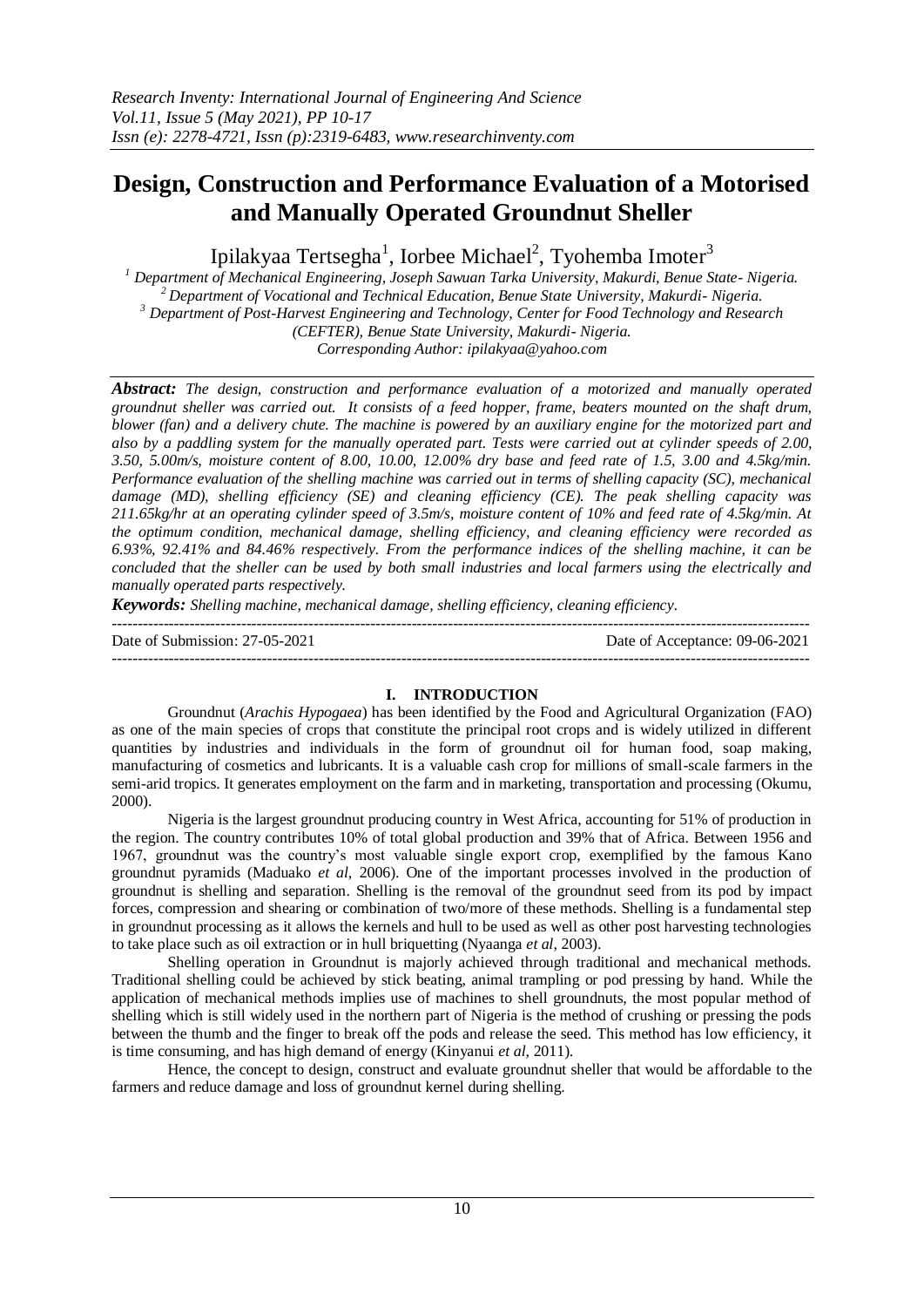# Design, Construction and Performance Evaluation of a Motorised and Manually Operated Groundnut Sheller

Ipilakyaa Tertsegha[1], Iorbee Michael[2], Tyohemba Imoter[3]

[1] Department of Mechanical Engineering, Joseph Sawuan Tarka University, Makurdi, Benue State- Nigeria.
[2] Department of Vocational and Technical Education, Benue State University, Makurdi- Nigeria.
[3] Department of Post-Harvest Engineering and Technology, Center for Food Technology and Research (CEFTER), Benue State University, Makurdi- Nigeria.
Corresponding Author: ipilakyaa@yahoo.com

***Abstract:*** *The design, construction and performance evaluation of a motorized and manually operated groundnut sheller was carried out. It consists of a feed hopper, frame, beaters mounted on the shaft drum, blower (fan) and a delivery chute. The machine is powered by an auxiliary engine for the motorized part and also by a paddling system for the manually operated part. Tests were carried out at cylinder speeds of 2.00, 3.50, 5.00m/s, moisture content of 8.00, 10.00, 12.00% dry base and feed rate of 1.5, 3.00 and 4.5kg/min. Performance evaluation of the shelling machine was carried out in terms of shelling capacity (SC), mechanical damage (MD), shelling efficiency (SE) and cleaning efficiency (CE). The peak shelling capacity was 211.65kg/hr at an operating cylinder speed of 3.5m/s, moisture content of 10% and feed rate of 4.5kg/min. At the optimum condition, mechanical damage, shelling efficiency, and cleaning efficiency were recorded as 6.93%, 92.41% and 84.46% respectively. From the performance indices of the shelling machine, it can be concluded that the sheller can be used by both small industries and local farmers using the electrically and manually operated parts respectively.*

***Keywords:*** *Shelling machine, mechanical damage, shelling efficiency, cleaning efficiency.*

---

Date of Submission: 27-05-2021 | Date of Acceptance: 09-06-2021

---

## I. INTRODUCTION

Groundnut (*Arachis Hypogaea*) has been identified by the Food and Agricultural Organization (FAO) as one of the main species of crops that constitute the principal root crops and is widely utilized in different quantities by industries and individuals in the form of groundnut oil for human food, soap making, manufacturing of cosmetics and lubricants. It is a valuable cash crop for millions of small-scale farmers in the semi-arid tropics. It generates employment on the farm and in marketing, transportation and processing (Okumu, 2000).

Nigeria is the largest groundnut producing country in West Africa, accounting for 51% of production in the region. The country contributes 10% of total global production and 39% that of Africa. Between 1956 and 1967, groundnut was the country's most valuable single export crop, exemplified by the famous Kano groundnut pyramids (Maduako *et al*, 2006). One of the important processes involved in the production of groundnut is shelling and separation. Shelling is the removal of the groundnut seed from its pod by impact forces, compression and shearing or combination of two/more of these methods. Shelling is a fundamental step in groundnut processing as it allows the kernels and hull to be used as well as other post harvesting technologies to take place such as oil extraction or in hull briquetting (Nyaanga *et al*, 2003).

Shelling operation in Groundnut is majorly achieved through traditional and mechanical methods. Traditional shelling could be achieved by stick beating, animal trampling or pod pressing by hand. While the application of mechanical methods implies use of machines to shell groundnuts, the most popular method of shelling which is still widely used in the northern part of Nigeria is the method of crushing or pressing the pods between the thumb and the finger to break off the pods and release the seed. This method has low efficiency, it is time consuming, and has high demand of energy (Kinyanui *et al*, 2011).

Hence, the concept to design, construct and evaluate groundnut sheller that would be affordable to the farmers and reduce damage and loss of groundnut kernel during shelling.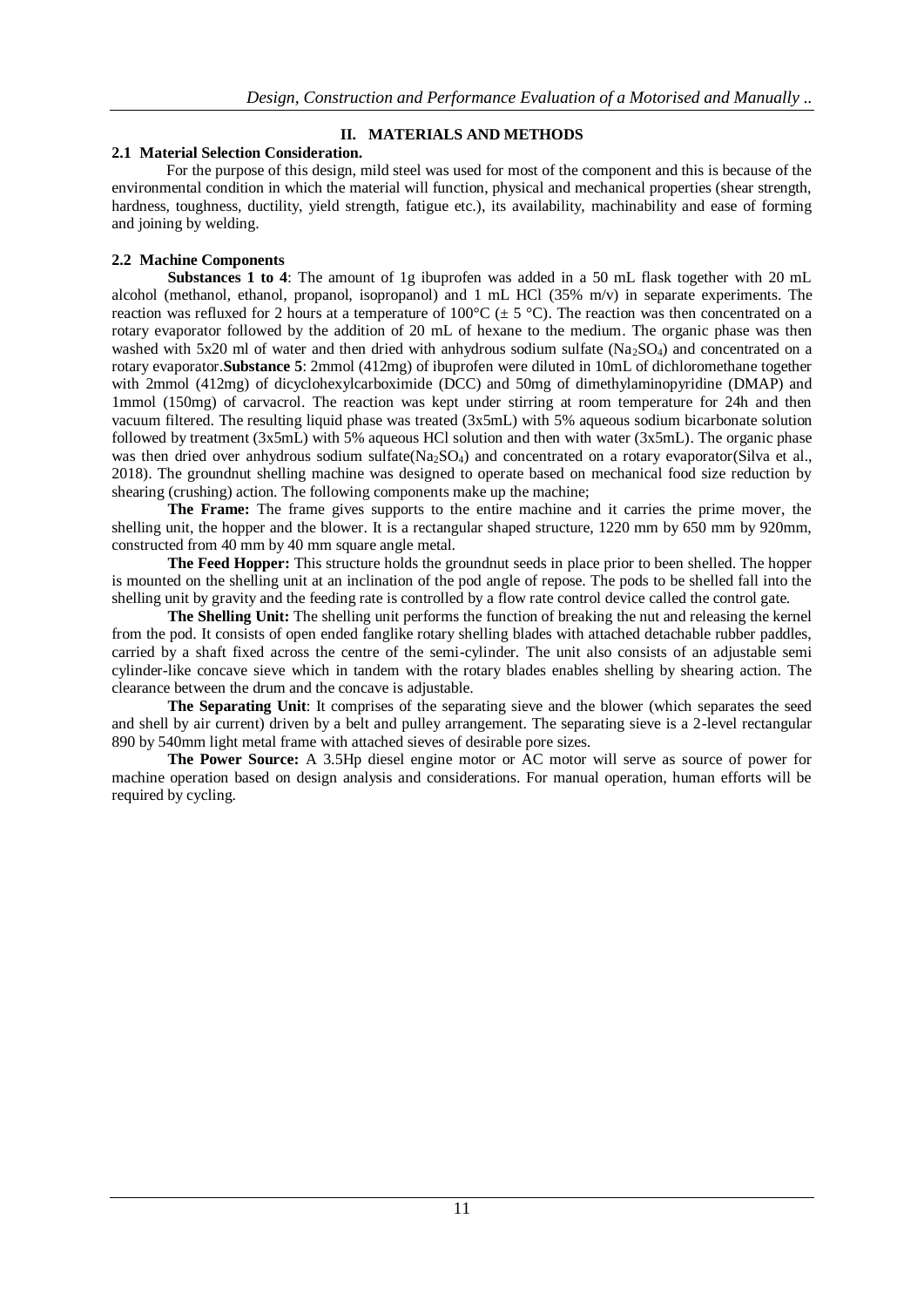## II. MATERIALS AND METHODS

### 2.1 Material Selection Consideration.

For the purpose of this design, mild steel was used for most of the component and this is because of the environmental condition in which the material will function, physical and mechanical properties (shear strength, hardness, toughness, ductility, yield strength, fatigue etc.), its availability, machinability and ease of forming and joining by welding.

### 2.2 Machine Components

**Substances 1 to 4**: The amount of 1g ibuprofen was added in a 50 mL flask together with 20 mL alcohol (methanol, ethanol, propanol, isopropanol) and 1 mL HCl (35% m/v) in separate experiments. The reaction was refluxed for 2 hours at a temperature of 100°C (± 5 °C). The reaction was then concentrated on a rotary evaporator followed by the addition of 20 mL of hexane to the medium. The organic phase was then washed with 5x20 ml of water and then dried with anhydrous sodium sulfate ($Na_2SO_4$) and concentrated on a rotary evaporator.**Substance 5**: 2mmol (412mg) of ibuprofen were diluted in 10mL of dichloromethane together with 2mmol (412mg) of dicyclohexylcarboximide (DCC) and 50mg of dimethylaminopyridine (DMAP) and 1mmol (150mg) of carvacrol. The reaction was kept under stirring at room temperature for 24h and then vacuum filtered. The resulting liquid phase was treated (3x5mL) with 5% aqueous sodium bicarbonate solution followed by treatment (3x5mL) with 5% aqueous HCl solution and then with water (3x5mL). The organic phase was then dried over anhydrous sodium sulfate($Na_2SO_4$) and concentrated on a rotary evaporator(Silva et al., 2018). The groundnut shelling machine was designed to operate based on mechanical food size reduction by shearing (crushing) action. The following components make up the machine;

**The Frame:** The frame gives supports to the entire machine and it carries the prime mover, the shelling unit, the hopper and the blower. It is a rectangular shaped structure, 1220 mm by 650 mm by 920mm, constructed from 40 mm by 40 mm square angle metal.

**The Feed Hopper:** This structure holds the groundnut seeds in place prior to been shelled. The hopper is mounted on the shelling unit at an inclination of the pod angle of repose. The pods to be shelled fall into the shelling unit by gravity and the feeding rate is controlled by a flow rate control device called the control gate.

**The Shelling Unit:** The shelling unit performs the function of breaking the nut and releasing the kernel from the pod. It consists of open ended fanglike rotary shelling blades with attached detachable rubber paddles, carried by a shaft fixed across the centre of the semi-cylinder. The unit also consists of an adjustable semi cylinder-like concave sieve which in tandem with the rotary blades enables shelling by shearing action. The clearance between the drum and the concave is adjustable.

**The Separating Unit**: It comprises of the separating sieve and the blower (which separates the seed and shell by air current) driven by a belt and pulley arrangement. The separating sieve is a 2-level rectangular 890 by 540mm light metal frame with attached sieves of desirable pore sizes.

**The Power Source:** A 3.5Hp diesel engine motor or AC motor will serve as source of power for machine operation based on design analysis and considerations. For manual operation, human efforts will be required by cycling.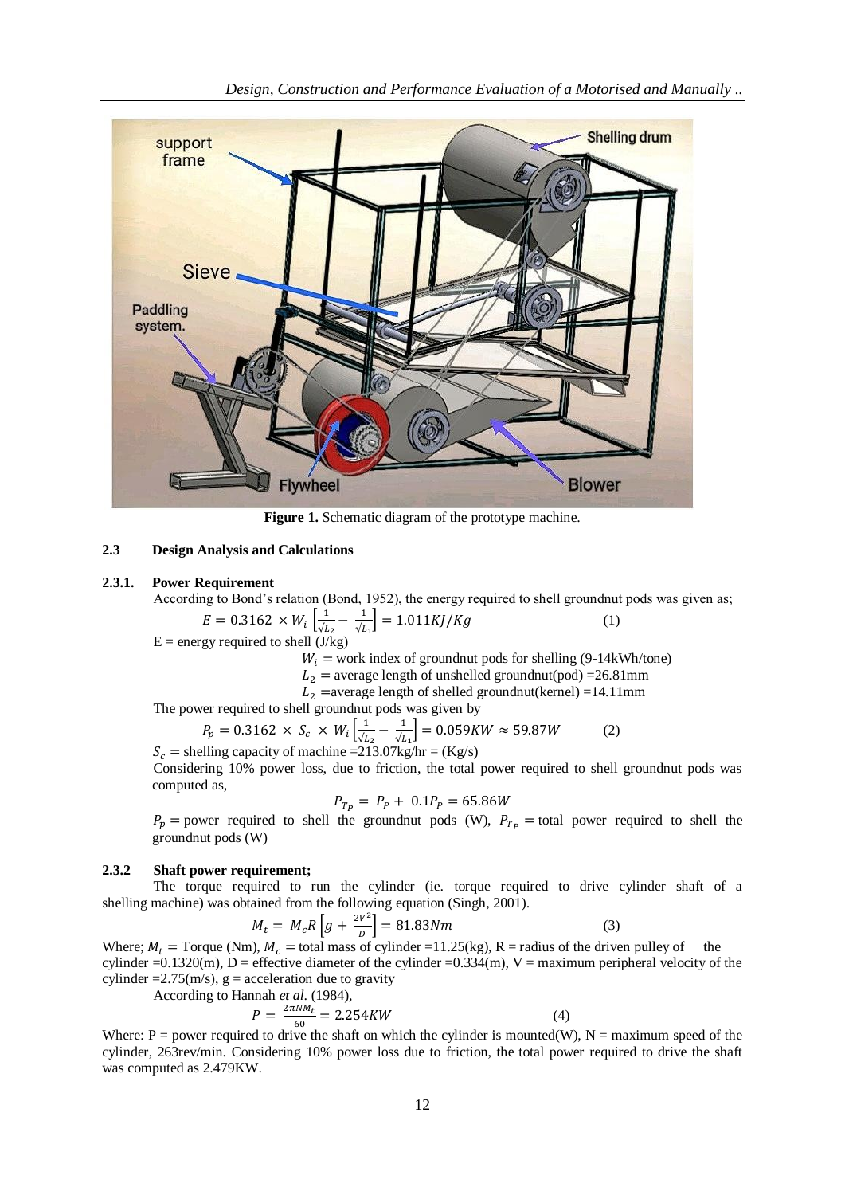Figure 1. Schematic diagram of the prototype machine.

### 2.3 Design Analysis and Calculations

#### 2.3.1. Power Requirement

According to Bond's relation (Bond, 1952), the energy required to shell groundnut pods was given as;

$$E = 0.3162 \times W_i \left[\frac{1}{\sqrt{L_2}} - \frac{1}{\sqrt{L_1}}\right] = 1.011KJ/Kg \quad (1)$$

E = energy required to shell (J/kg)

$W_i$ = work index of groundnut pods for shelling (9-14kWh/tone)

$L_2$ = average length of unshelled groundnut(pod) =26.81mm

$L_2$ =average length of shelled groundnut(kernel) =14.11mm

The power required to shell groundnut pods was given by

$$P_p = 0.3162 \times S_c \times W_i \left[\frac{1}{\sqrt{L_2}} - \frac{1}{\sqrt{L_1}}\right] = 0.059KW \approx 59.87W \quad (2)$$

$S_c$ = shelling capacity of machine =213.07kg/hr = (Kg/s)

Considering 10% power loss, due to friction, the total power required to shell groundnut pods was computed as,

$$P_{T_P} = P_P + 0.1P_P = 65.86W$$

$P_p$ = power required to shell the groundnut pods (W), $P_{T_P}$ = total power required to shell the groundnut pods (W)

#### 2.3.2 Shaft power requirement;

The torque required to run the cylinder (ie. torque required to drive cylinder shaft of a shelling machine) was obtained from the following equation (Singh, 2001).

$$M_t = M_c R \left[g + \frac{2V^2}{D}\right] = 81.83Nm \quad (3)$$

Where; $M_t$ = Torque (Nm), $M_c$ = total mass of cylinder =11.25(kg), R = radius of the driven pulley of the cylinder =0.1320(m), D = effective diameter of the cylinder =0.334(m), V = maximum peripheral velocity of the cylinder =2.75(m/s), g = acceleration due to gravity

According to Hannah *et al.* (1984),

$$P = \frac{2\pi N M_t}{60} = 2.254KW \quad (4)$$

Where: P = power required to drive the shaft on which the cylinder is mounted(W), N = maximum speed of the cylinder, 263rev/min. Considering 10% power loss due to friction, the total power required to drive the shaft was computed as 2.479KW.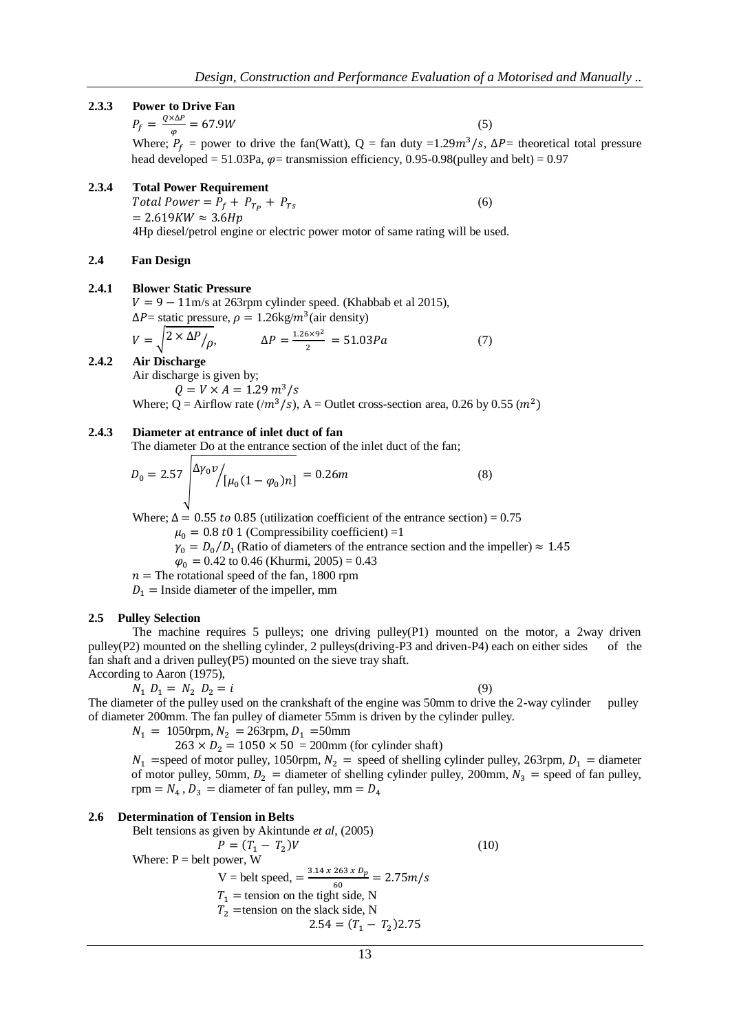### 2.3.3 Power to Drive Fan

$$P_f = \frac{Q \times \Delta P}{\varphi} = 67.9W \quad (5)$$

Where; $P_f$ = power to drive the fan(Watt), Q = fan duty =1.29$m^3/s$, $\Delta P$= theoretical total pressure head developed = 51.03Pa, $\varphi$= transmission efficiency, 0.95-0.98(pulley and belt) = 0.97

### 2.3.4 Total Power Requirement

$$Total\ Power = P_f + P_{T_P} + P_{Ts} \quad (6)$$

$$= 2.619KW \approx 3.6Hp$$

4Hp diesel/petrol engine or electric power motor of same rating will be used.

## 2.4 Fan Design

### 2.4.1 Blower Static Pressure

$V = 9 - 11$m/s at 263rpm cylinder speed. (Khabbab et al 2015),

$\Delta P$= static pressure, $\rho = 1.26$kg/$m^3$(air density)

$$V = \sqrt{2 \times \Delta P / \rho}, \qquad \Delta P = \frac{1.26 \times 9^2}{2} = 51.03Pa \quad (7)$$

### 2.4.2 Air Discharge

Air discharge is given by;

$$Q = V \times A = 1.29\ m^3/s$$

Where; Q = Airflow rate ($/m^3/s$), A = Outlet cross-section area, 0.26 by 0.55 ($m^2$)

### 2.4.3 Diameter at entrance of inlet duct of fan

The diameter Do at the entrance section of the inlet duct of the fan;

$$D_0 = 2.57\sqrt{\Delta \gamma_0 v / [\mu_0(1 - \varphi_0)n]} = 0.26m \quad (8)$$

Where; $\Delta = 0.55\ to\ 0.85$ (utilization coefficient of the entrance section) = 0.75

$\mu_0 = 0.8\ t0\ 1$ (Compressibility coefficient) =1

$\gamma_0 = D_0/D_1$ (Ratio of diameters of the entrance section and the impeller) $\approx 1.45$

$\varphi_0$ = 0.42 to 0.46 (Khurmi, 2005) = 0.43

$n$ = The rotational speed of the fan, 1800 rpm

$D_1$ = Inside diameter of the impeller, mm

## 2.5 Pulley Selection

The machine requires 5 pulleys; one driving pulley(P1) mounted on the motor, a 2way driven pulley(P2) mounted on the shelling cylinder, 2 pulleys(driving-P3 and driven-P4) each on either sides of the fan shaft and a driven pulley(P5) mounted on the sieve tray shaft.

According to Aaron (1975),

$$N_1\ D_1 = N_2\ D_2 = i \quad (9)$$

The diameter of the pulley used on the crankshaft of the engine was 50mm to drive the 2-way cylinder pulley of diameter 200mm. The fan pulley of diameter 55mm is driven by the cylinder pulley.

$N_1$ = 1050rpm, $N_2$ = 263rpm, $D_1$ =50mm

$263 \times D_2 = 1050 \times 50$ = 200mm (for cylinder shaft)

$N_1$ =speed of motor pulley, 1050rpm, $N_2$ = speed of shelling cylinder pulley, 263rpm, $D_1$ = diameter of motor pulley, 50mm, $D_2$ = diameter of shelling cylinder pulley, 200mm, $N_3$ = speed of fan pulley, rpm = $N_4$ , $D_3$ = diameter of fan pulley, mm = $D_4$

## 2.6 Determination of Tension in Belts

Belt tensions as given by Akintunde *et al*, (2005)

$$P = (T_1 - T_2)V \quad (10)$$

Where: P = belt power, W

V = belt speed, $= \frac{3.14\ x\ 263\ x\ D_p}{60} = 2.75m/s$

$T_1$ = tension on the tight side, N

$T_2$ =tension on the slack side, N

$$2.54 = (T_1 - T_2)2.75$$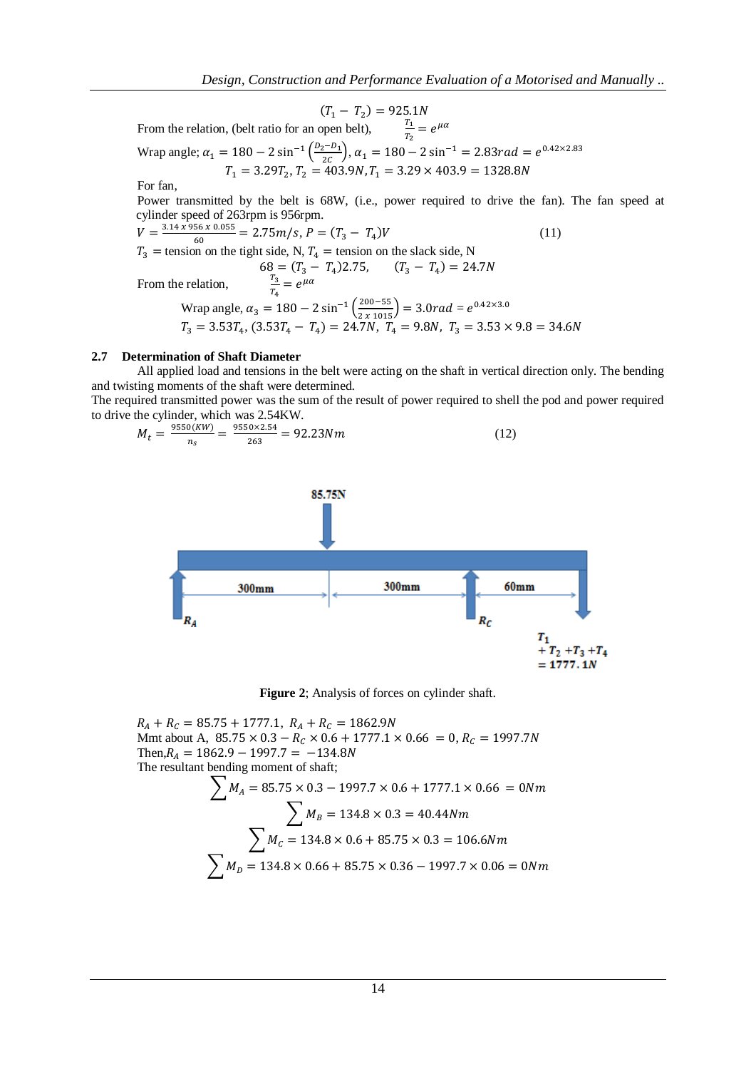$$(T_1 - T_2) = 925.1N$$

From the relation, (belt ratio for an open belt), $\frac{T_1}{T_2} = e^{\mu\alpha}$

Wrap angle; $\alpha_1 = 180 - 2\sin^{-1}\left(\frac{D_2 - D_1}{2C}\right)$, $\alpha_1 = 180 - 2\sin^{-1} = 2.83rad = e^{0.42\times 2.83}$

$$T_1 = 3.29T_2, T_2 = 403.9N, T_1 = 3.29 \times 403.9 = 1328.8N$$

For fan,

Power transmitted by the belt is 68W, (i.e., power required to drive the fan). The fan speed at cylinder speed of 263rpm is 956rpm.

$$V = \frac{3.14 \times 956 \times 0.055}{60} = 2.75m/s, P = (T_3 - T_4)V \quad (11)$$

$T_3$ = tension on the tight side, N, $T_4$ = tension on the slack side, N

$$68 = (T_3 - T_4)2.75, \quad (T_3 - T_4) = 24.7N$$

From the relation, $\frac{T_3}{T_4} = e^{\mu\alpha}$

$$\text{Wrap angle, } \alpha_3 = 180 - 2\sin^{-1}\left(\frac{200-55}{2 \times 1015}\right) = 3.0rad = e^{0.42\times 3.0}$$

$$T_3 = 3.53T_4, (3.53T_4 - T_4) = 24.7N, \; T_4 = 9.8N, \; T_3 = 3.53 \times 9.8 = 34.6N$$

## 2.7 Determination of Shaft Diameter

All applied load and tensions in the belt were acting on the shaft in vertical direction only. The bending and twisting moments of the shaft were determined.

The required transmitted power was the sum of the result of power required to shell the pod and power required to drive the cylinder, which was 2.54KW.

$$M_t = \frac{9550(KW)}{n_s} = \frac{9550 \times 2.54}{263} = 92.23Nm \quad (12)$$

**Figure 2**; Analysis of forces on cylinder shaft.

$R_A + R_C = 85.75 + 1777.1, \; R_A + R_C = 1862.9N$

Mmt about A, $85.75 \times 0.3 - R_C \times 0.6 + 1777.1 \times 0.66 = 0, R_C = 1997.7N$

Then, $R_A = 1862.9 - 1997.7 = -134.8N$

The resultant bending moment of shaft;

$$\sum M_A = 85.75 \times 0.3 - 1997.7 \times 0.6 + 1777.1 \times 0.66 = 0Nm$$

$$\sum M_B = 134.8 \times 0.3 = 40.44Nm$$

$$\sum M_C = 134.8 \times 0.6 + 85.75 \times 0.3 = 106.6Nm$$

$$\sum M_D = 134.8 \times 0.66 + 85.75 \times 0.36 - 1997.7 \times 0.06 = 0Nm$$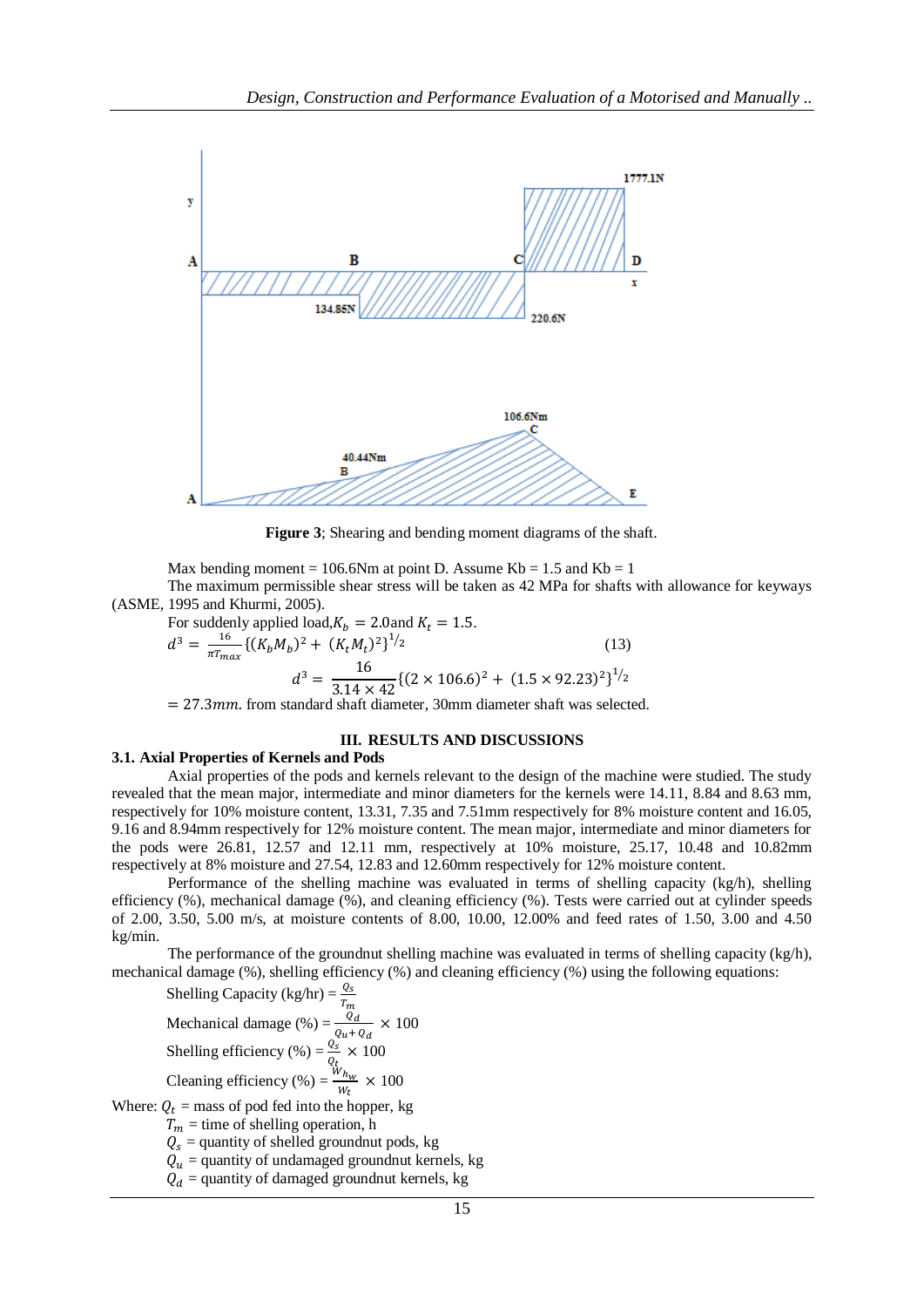Figure 3; Shearing and bending moment diagrams of the shaft.

Max bending moment = 106.6Nm at point D. Assume Kb = 1.5 and Kb = 1

The maximum permissible shear stress will be taken as 42 MPa for shafts with allowance for keyways (ASME, 1995 and Khurmi, 2005).

For suddenly applied load, $K_b = 2.0$ and $K_t = 1.5$.

$$d^3 = \frac{16}{\pi T_{max}} \{(K_b M_b)^2 + (K_t M_t)^2\}^{1/2} \quad (13)$$

$$d^3 = \frac{16}{3.14 \times 42} \{(2 \times 106.6)^2 + (1.5 \times 92.23)^2\}^{1/2}$$

$= 27.3mm$. from standard shaft diameter, 30mm diameter shaft was selected.

## III. RESULTS AND DISCUSSIONS

### 3.1. Axial Properties of Kernels and Pods

Axial properties of the pods and kernels relevant to the design of the machine were studied. The study revealed that the mean major, intermediate and minor diameters for the kernels were 14.11, 8.84 and 8.63 mm, respectively for 10% moisture content, 13.31, 7.35 and 7.51mm respectively for 8% moisture content and 16.05, 9.16 and 8.94mm respectively for 12% moisture content. The mean major, intermediate and minor diameters for the pods were 26.81, 12.57 and 12.11 mm, respectively at 10% moisture, 25.17, 10.48 and 10.82mm respectively at 8% moisture and 27.54, 12.83 and 12.60mm respectively for 12% moisture content.

Performance of the shelling machine was evaluated in terms of shelling capacity (kg/h), shelling efficiency (%), mechanical damage (%), and cleaning efficiency (%). Tests were carried out at cylinder speeds of 2.00, 3.50, 5.00 m/s, at moisture contents of 8.00, 10.00, 12.00% and feed rates of 1.50, 3.00 and 4.50 kg/min.

The performance of the groundnut shelling machine was evaluated in terms of shelling capacity (kg/h), mechanical damage (%), shelling efficiency (%) and cleaning efficiency (%) using the following equations:

Shelling Capacity (kg/hr) = $\frac{Q_s}{T_m}$

Mechanical damage (%) = $\frac{Q_d}{Q_u + Q_d} \times 100$

Shelling efficiency (%) = $\frac{Q_s}{Q_t} \times 100$

Cleaning efficiency (%) = $\frac{W_{h_w}}{W_t} \times 100$

Where: $Q_t$ = mass of pod fed into the hopper, kg

$T_m$ = time of shelling operation, h

$Q_s$ = quantity of shelled groundnut pods, kg

$Q_u$ = quantity of undamaged groundnut kernels, kg

$Q_d$ = quantity of damaged groundnut kernels, kg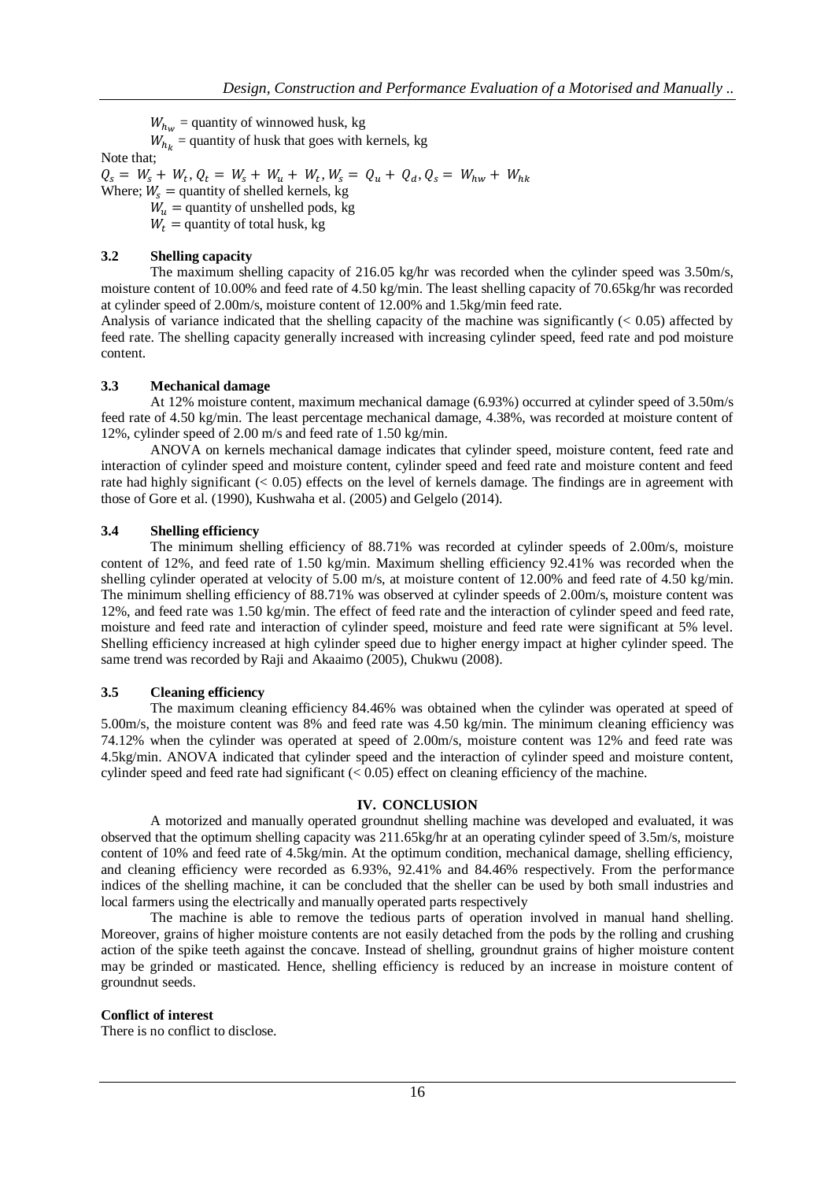$W_{h_w}$ = quantity of winnowed husk, kg

$W_{h_k}$ = quantity of husk that goes with kernels, kg

Note that;

$Q_s = W_s + W_t, Q_t = W_s + W_u + W_t, W_s = Q_u + Q_d, Q_s = W_{hw} + W_{hk}$

Where; $W_s$ = quantity of shelled kernels, kg

$W_u$ = quantity of unshelled pods, kg

$W_t$ = quantity of total husk, kg

### 3.2 Shelling capacity

The maximum shelling capacity of 216.05 kg/hr was recorded when the cylinder speed was 3.50m/s, moisture content of 10.00% and feed rate of 4.50 kg/min. The least shelling capacity of 70.65kg/hr was recorded at cylinder speed of 2.00m/s, moisture content of 12.00% and 1.5kg/min feed rate.

Analysis of variance indicated that the shelling capacity of the machine was significantly (< 0.05) affected by feed rate. The shelling capacity generally increased with increasing cylinder speed, feed rate and pod moisture content.

### 3.3 Mechanical damage

At 12% moisture content, maximum mechanical damage (6.93%) occurred at cylinder speed of 3.50m/s feed rate of 4.50 kg/min. The least percentage mechanical damage, 4.38%, was recorded at moisture content of 12%, cylinder speed of 2.00 m/s and feed rate of 1.50 kg/min.

ANOVA on kernels mechanical damage indicates that cylinder speed, moisture content, feed rate and interaction of cylinder speed and moisture content, cylinder speed and feed rate and moisture content and feed rate had highly significant (< 0.05) effects on the level of kernels damage. The findings are in agreement with those of Gore et al. (1990), Kushwaha et al. (2005) and Gelgelo (2014).

### 3.4 Shelling efficiency

The minimum shelling efficiency of 88.71% was recorded at cylinder speeds of 2.00m/s, moisture content of 12%, and feed rate of 1.50 kg/min. Maximum shelling efficiency 92.41% was recorded when the shelling cylinder operated at velocity of 5.00 m/s, at moisture content of 12.00% and feed rate of 4.50 kg/min. The minimum shelling efficiency of 88.71% was observed at cylinder speeds of 2.00m/s, moisture content was 12%, and feed rate was 1.50 kg/min. The effect of feed rate and the interaction of cylinder speed and feed rate, moisture and feed rate and interaction of cylinder speed, moisture and feed rate were significant at 5% level. Shelling efficiency increased at high cylinder speed due to higher energy impact at higher cylinder speed. The same trend was recorded by Raji and Akaaimo (2005), Chukwu (2008).

### 3.5 Cleaning efficiency

The maximum cleaning efficiency 84.46% was obtained when the cylinder was operated at speed of 5.00m/s, the moisture content was 8% and feed rate was 4.50 kg/min. The minimum cleaning efficiency was 74.12% when the cylinder was operated at speed of 2.00m/s, moisture content was 12% and feed rate was 4.5kg/min. ANOVA indicated that cylinder speed and the interaction of cylinder speed and moisture content, cylinder speed and feed rate had significant (< 0.05) effect on cleaning efficiency of the machine.

## IV. CONCLUSION

A motorized and manually operated groundnut shelling machine was developed and evaluated, it was observed that the optimum shelling capacity was 211.65kg/hr at an operating cylinder speed of 3.5m/s, moisture content of 10% and feed rate of 4.5kg/min. At the optimum condition, mechanical damage, shelling efficiency, and cleaning efficiency were recorded as 6.93%, 92.41% and 84.46% respectively. From the performance indices of the shelling machine, it can be concluded that the sheller can be used by both small industries and local farmers using the electrically and manually operated parts respectively

The machine is able to remove the tedious parts of operation involved in manual hand shelling. Moreover, grains of higher moisture contents are not easily detached from the pods by the rolling and crushing action of the spike teeth against the concave. Instead of shelling, groundnut grains of higher moisture content may be grinded or masticated. Hence, shelling efficiency is reduced by an increase in moisture content of groundnut seeds.

**Conflict of interest**

There is no conflict to disclose.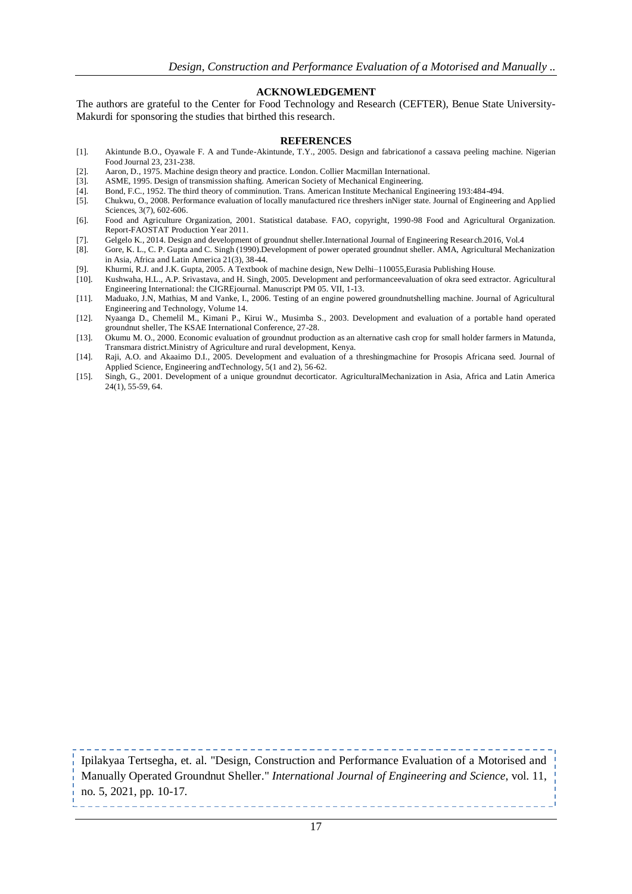## ACKNOWLEDGEMENT

The authors are grateful to the Center for Food Technology and Research (CEFTER), Benue State University-Makurdi for sponsoring the studies that birthed this research.

## REFERENCES

[1]. Akintunde B.O., Oyawale F. A and Tunde-Akintunde, T.Y., 2005. Design and fabricationof a cassava peeling machine. Nigerian Food Journal 23, 231-238.

[2]. Aaron, D., 1975. Machine design theory and practice. London. Collier Macmillan International.

[3]. ASME, 1995. Design of transmission shafting. American Society of Mechanical Engineering.

[4]. Bond, F.C., 1952. The third theory of comminution. Trans. American Institute Mechanical Engineering 193:484-494.

[5]. Chukwu, O., 2008. Performance evaluation of locally manufactured rice threshers inNiger state. Journal of Engineering and Applied Sciences, 3(7), 602-606.

[6]. Food and Agriculture Organization, 2001. Statistical database. FAO, copyright, 1990-98 Food and Agricultural Organization. Report-FAOSTAT Production Year 2011.

[7]. Gelgelo K., 2014. Design and development of groundnut sheller.International Journal of Engineering Research.2016, Vol.4

[8]. Gore, K. L., C. P. Gupta and C. Singh (1990).Development of power operated groundnut sheller. AMA, Agricultural Mechanization in Asia, Africa and Latin America 21(3), 38-44.

[9]. Khurmi, R.J. and J.K. Gupta, 2005. A Textbook of machine design, New Delhi–110055,Eurasia Publishing House.

[10]. Kushwaha, H.L., A.P. Srivastava, and H. Singh, 2005. Development and performanceevaluation of okra seed extractor. Agricultural Engineering International: the CIGREjournal. Manuscript PM 05. VII, 1-13.

[11]. Maduako, J.N, Mathias, M and Vanke, I., 2006. Testing of an engine powered groundnutshelling machine. Journal of Agricultural Engineering and Technology, Volume 14.

[12]. Nyaanga D., Chemelil M., Kimani P., Kirui W., Musimba S., 2003. Development and evaluation of a portable hand operated groundnut sheller, The KSAE International Conference, 27-28.

[13]. Okumu M. O., 2000. Economic evaluation of groundnut production as an alternative cash crop for small holder farmers in Matunda, Transmara district.Ministry of Agriculture and rural development, Kenya.

[14]. Raji, A.O. and Akaaimo D.I., 2005. Development and evaluation of a threshingmachine for Prosopis Africana seed. Journal of Applied Science, Engineering andTechnology, 5(1 and 2), 56-62.

[15]. Singh, G., 2001. Development of a unique groundnut decorticator. AgriculturalMechanization in Asia, Africa and Latin America 24(1), 55-59, 64.

Ipilakyaa Tertsegha, et. al. "Design, Construction and Performance Evaluation of a Motorised and Manually Operated Groundnut Sheller." *International Journal of Engineering and Science*, vol. 11, no. 5, 2021, pp. 10-17.